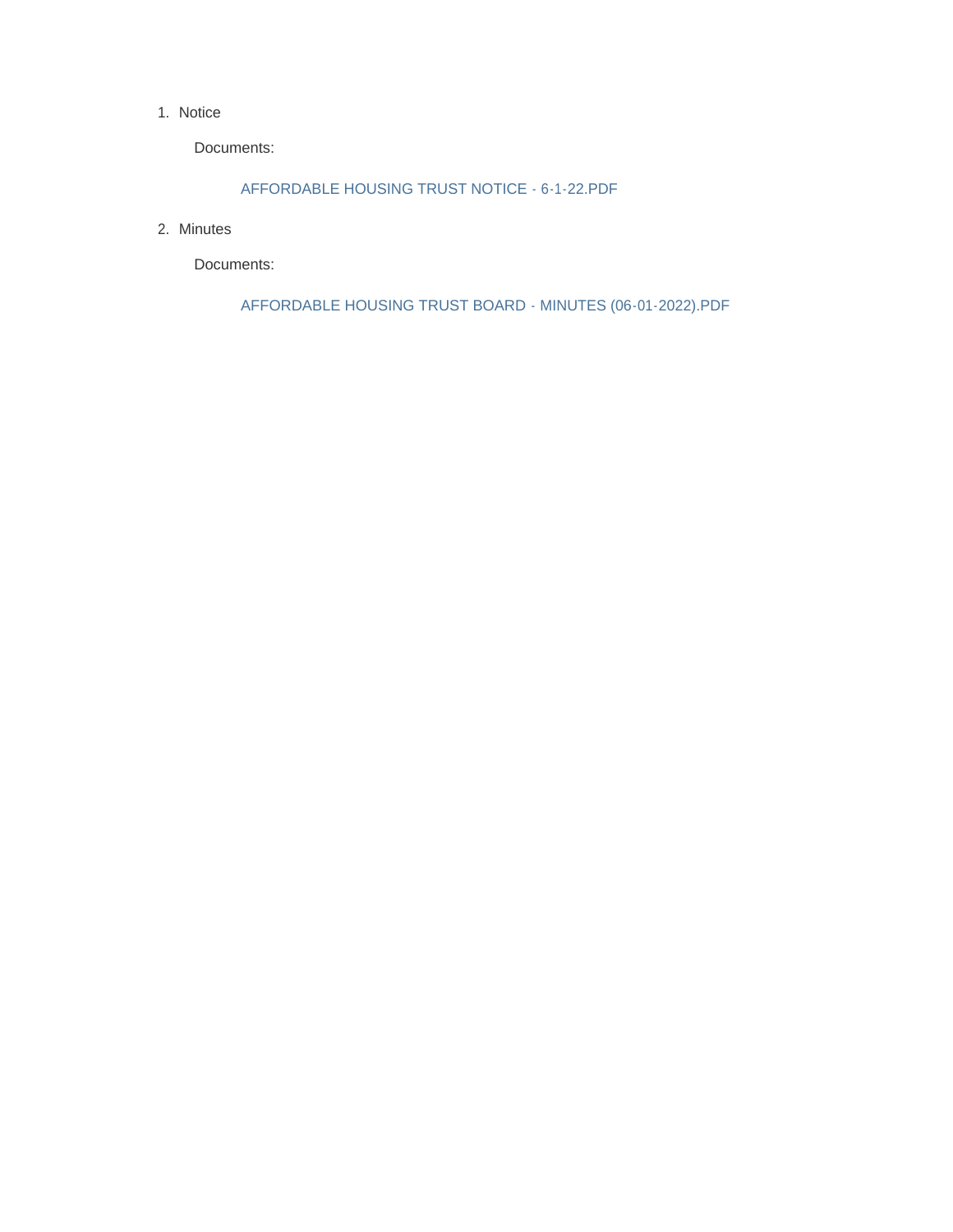1. Notice

   Documents:

   AFFORDABLE HOUSING TRUST NOTICE - 6-1-22.PDF

2. Minutes

   Documents:

   AFFORDABLE HOUSING TRUST BOARD - MINUTES (06-01-2022).PDF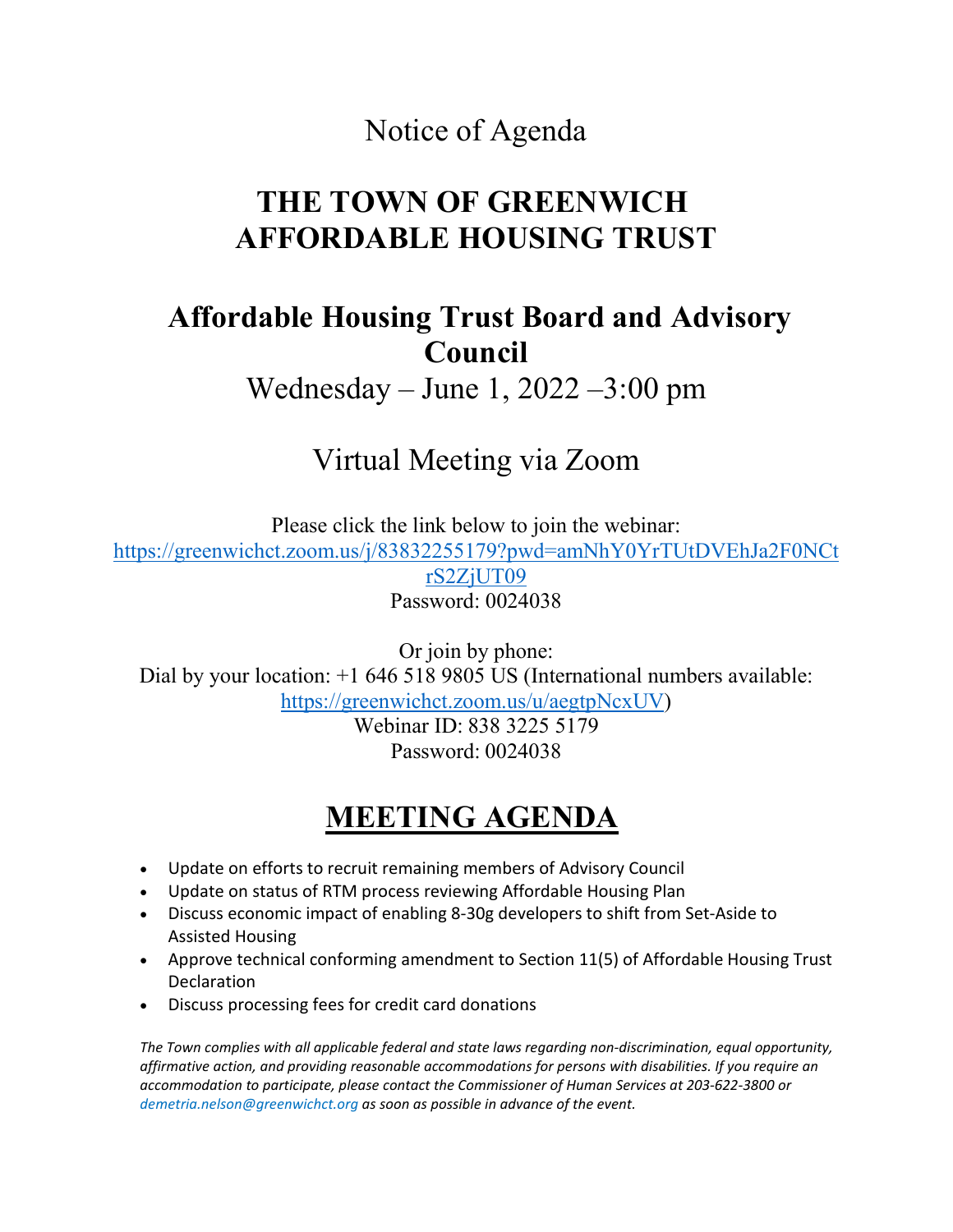Notice of Agenda

# THE TOWN OF GREENWICH AFFORDABLE HOUSING TRUST

## Affordable Housing Trust Board and Advisory Council

Wednesday – June 1, 2022 –3:00 pm

Virtual Meeting via Zoom

Please click the link below to join the webinar:
https://greenwichct.zoom.us/j/83832255179?pwd=amNhY0YrTUtDVEhJa2F0NCtrS2ZjUT09
Password: 0024038

Or join by phone:
Dial by your location: +1 646 518 9805 US (International numbers available: https://greenwichct.zoom.us/u/aegtpNcxUV)
Webinar ID: 838 3225 5179
Password: 0024038

## MEETING AGENDA

- Update on efforts to recruit remaining members of Advisory Council
- Update on status of RTM process reviewing Affordable Housing Plan
- Discuss economic impact of enabling 8-30g developers to shift from Set-Aside to Assisted Housing
- Approve technical conforming amendment to Section 11(5) of Affordable Housing Trust Declaration
- Discuss processing fees for credit card donations

*The Town complies with all applicable federal and state laws regarding non-discrimination, equal opportunity, affirmative action, and providing reasonable accommodations for persons with disabilities. If you require an accommodation to participate, please contact the Commissioner of Human Services at 203-622-3800 or demetria.nelson@greenwichct.org as soon as possible in advance of the event.*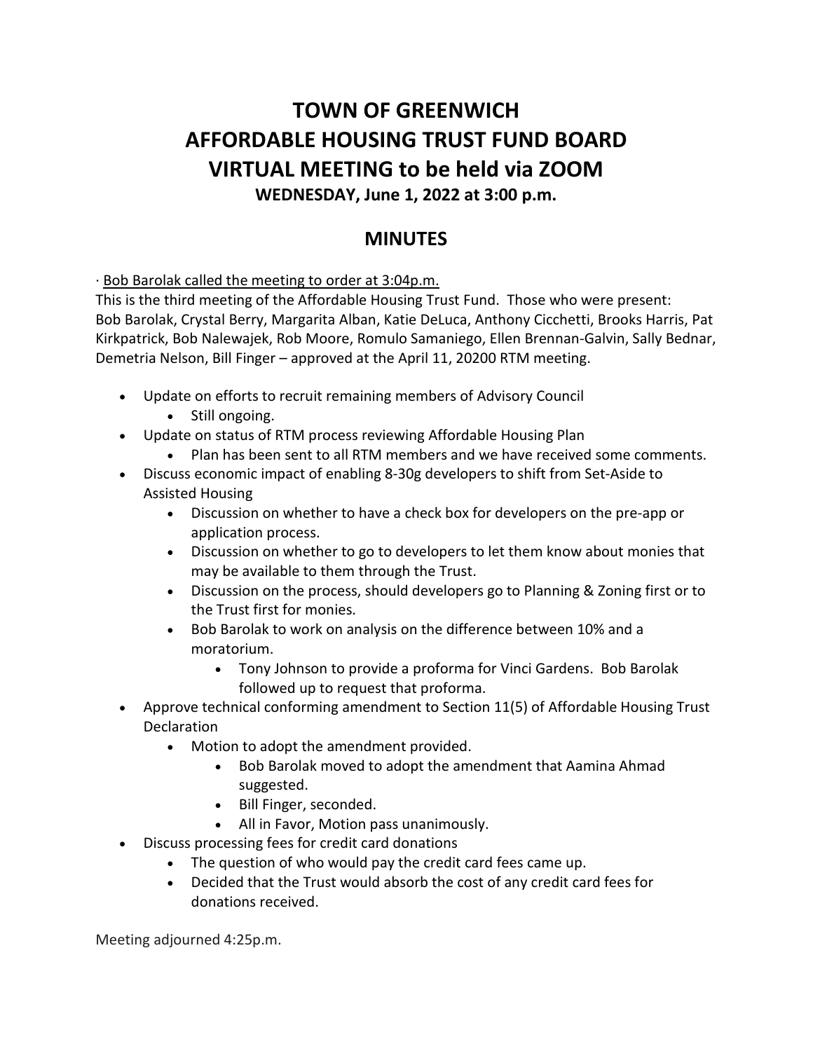# TOWN OF GREENWICH
# AFFORDABLE HOUSING TRUST FUND BOARD
# VIRTUAL MEETING to be held via ZOOM

**WEDNESDAY, June 1, 2022 at 3:00 p.m.**

## MINUTES

· Bob Barolak called the meeting to order at 3:04p.m.

This is the third meeting of the Affordable Housing Trust Fund. Those who were present: Bob Barolak, Crystal Berry, Margarita Alban, Katie DeLuca, Anthony Cicchetti, Brooks Harris, Pat Kirkpatrick, Bob Nalewajek, Rob Moore, Romulo Samaniego, Ellen Brennan-Galvin, Sally Bednar, Demetria Nelson, Bill Finger – approved at the April 11, 20200 RTM meeting.

- Update on efforts to recruit remaining members of Advisory Council
  - Still ongoing.
- Update on status of RTM process reviewing Affordable Housing Plan
  - Plan has been sent to all RTM members and we have received some comments.
- Discuss economic impact of enabling 8-30g developers to shift from Set-Aside to Assisted Housing
  - Discussion on whether to have a check box for developers on the pre-app or application process.
  - Discussion on whether to go to developers to let them know about monies that may be available to them through the Trust.
  - Discussion on the process, should developers go to Planning & Zoning first or to the Trust first for monies.
  - Bob Barolak to work on analysis on the difference between 10% and a moratorium.
    - Tony Johnson to provide a proforma for Vinci Gardens. Bob Barolak followed up to request that proforma.
- Approve technical conforming amendment to Section 11(5) of Affordable Housing Trust Declaration
  - Motion to adopt the amendment provided.
    - Bob Barolak moved to adopt the amendment that Aamina Ahmad suggested.
    - Bill Finger, seconded.
    - All in Favor, Motion pass unanimously.
- Discuss processing fees for credit card donations
  - The question of who would pay the credit card fees came up.
  - Decided that the Trust would absorb the cost of any credit card fees for donations received.

Meeting adjourned 4:25p.m.